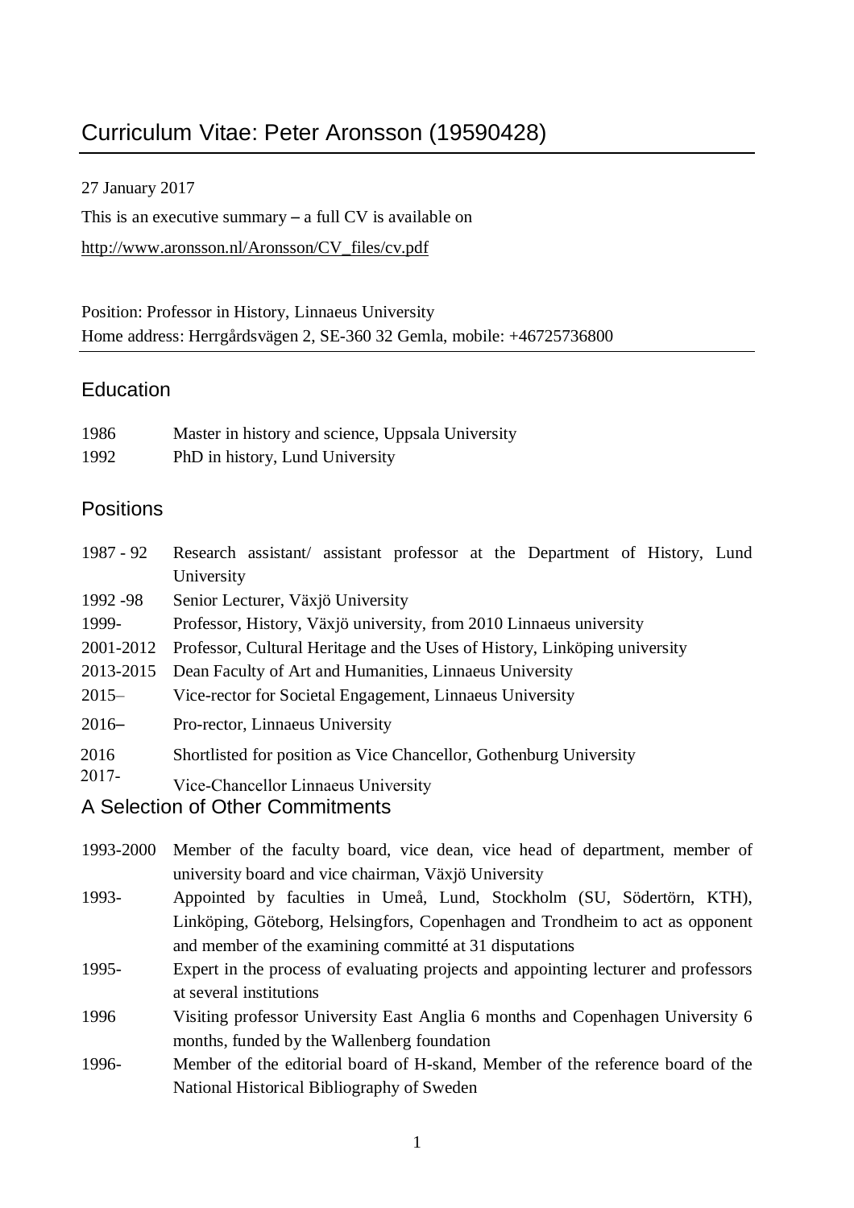# Curriculum Vitae: Peter Aronsson (19590428)

27 January 2017

This is an executive summary – a full CV is available on

http://www.aronsson.nl/Aronsson/CV_files/cv.pdf

Position: Professor in History, Linnaeus University
Home address: Herrgårdsvägen 2, SE-360 32 Gemla, mobile: +46725736800

## Education

| | |
|---|---|
| 1986 | Master in history and science, Uppsala University |
| 1992 | PhD in history, Lund University |

## Positions

| | |
|---|---|
| 1987 - 92 | Research assistant/ assistant professor at the Department of History, Lund University |
| 1992 -98 | Senior Lecturer, Växjö University |
| 1999- | Professor, History, Växjö university, from 2010 Linnaeus university |
| 2001-2012 | Professor, Cultural Heritage and the Uses of History, Linköping university |
| 2013-2015 | Dean Faculty of Art and Humanities, Linnaeus University |
| 2015– | Vice-rector for Societal Engagement, Linnaeus University |
| 2016– | Pro-rector, Linnaeus University |
| 2016 | Shortlisted for position as Vice Chancellor, Gothenburg University |
| 2017- | Vice-Chancellor Linnaeus University |

## A Selection of Other Commitments

| | |
|---|---|
| 1993-2000 | Member of the faculty board, vice dean, vice head of department, member of university board and vice chairman, Växjö University |
| 1993- | Appointed by faculties in Umeå, Lund, Stockholm (SU, Södertörn, KTH), Linköping, Göteborg, Helsingfors, Copenhagen and Trondheim to act as opponent and member of the examining committé at 31 disputations |
| 1995- | Expert in the process of evaluating projects and appointing lecturer and professors at several institutions |
| 1996 | Visiting professor University East Anglia 6 months and Copenhagen University 6 months, funded by the Wallenberg foundation |
| 1996- | Member of the editorial board of H-skand, Member of the reference board of the National Historical Bibliography of Sweden |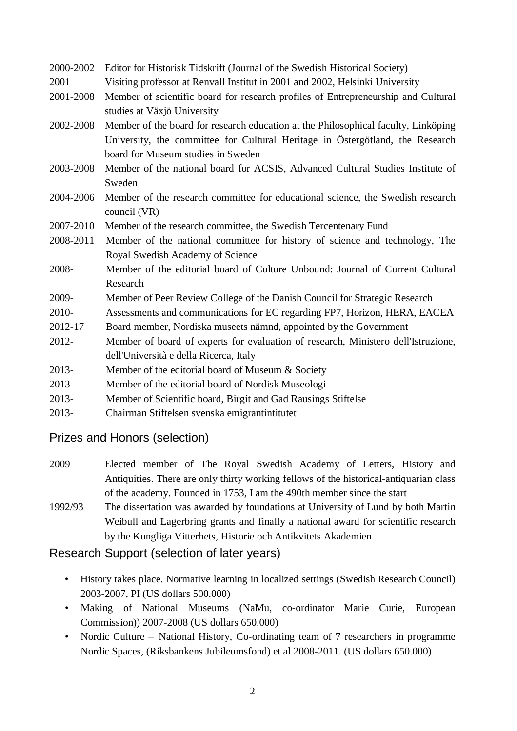| | |
|---|---|
| 2000-2002 | Editor for Historisk Tidskrift (Journal of the Swedish Historical Society) |
| 2001 | Visiting professor at Renvall Institut in 2001 and 2002, Helsinki University |
| 2001-2008 | Member of scientific board for research profiles of Entrepreneurship and Cultural studies at Växjö University |
| 2002-2008 | Member of the board for research education at the Philosophical faculty, Linköping University, the committee for Cultural Heritage in Östergötland, the Research board for Museum studies in Sweden |
| 2003-2008 | Member of the national board for ACSIS, Advanced Cultural Studies Institute of Sweden |
| 2004-2006 | Member of the research committee for educational science, the Swedish research council (VR) |
| 2007-2010 | Member of the research committee, the Swedish Tercentenary Fund |
| 2008-2011 | Member of the national committee for history of science and technology, The Royal Swedish Academy of Science |
| 2008- | Member of the editorial board of Culture Unbound: Journal of Current Cultural Research |
| 2009- | Member of Peer Review College of the Danish Council for Strategic Research |
| 2010- | Assessments and communications for EC regarding FP7, Horizon, HERA, EACEA |
| 2012-17 | Board member, Nordiska museets nämnd, appointed by the Government |
| 2012- | Member of board of experts for evaluation of research, Ministero dell'Istruzione, dell'Università e della Ricerca, Italy |
| 2013- | Member of the editorial board of Museum & Society |
| 2013- | Member of the editorial board of Nordisk Museologi |
| 2013- | Member of Scientific board, Birgit and Gad Rausings Stiftelse |
| 2013- | Chairman Stiftelsen svenska emigrantintitutet |

## Prizes and Honors (selection)

| | |
|---|---|
| 2009 | Elected member of The Royal Swedish Academy of Letters, History and Antiquities. There are only thirty working fellows of the historical-antiquarian class of the academy. Founded in 1753, I am the 490th member since the start |
| 1992/93 | The dissertation was awarded by foundations at University of Lund by both Martin Weibull and Lagerbring grants and finally a national award for scientific research by the Kungliga Vitterhets, Historie och Antikvitets Akademien |

## Research Support (selection of later years)

- History takes place. Normative learning in localized settings (Swedish Research Council) 2003-2007, PI (US dollars 500.000)
- Making of National Museums (NaMu, co-ordinator Marie Curie, European Commission)) 2007-2008 (US dollars 650.000)
- Nordic Culture – National History, Co-ordinating team of 7 researchers in programme Nordic Spaces, (Riksbankens Jubileumsfond) et al 2008-2011. (US dollars 650.000)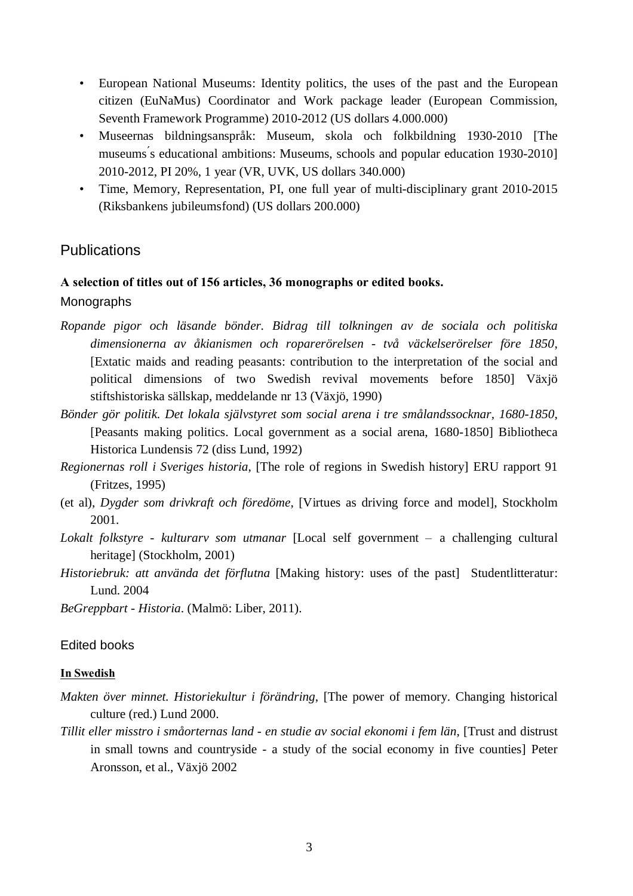- European National Museums: Identity politics, the uses of the past and the European citizen (EuNaMus) Coordinator and Work package leader (European Commission, Seventh Framework Programme) 2010-2012 (US dollars 4.000.000)
- Museernas bildningsanspråk: Museum, skola och folkbildning 1930-2010 [The museums´s educational ambitions: Museums, schools and popular education 1930-2010] 2010-2012, PI 20%, 1 year (VR, UVK, US dollars 340.000)
- Time, Memory, Representation, PI, one full year of multi-disciplinary grant 2010-2015 (Riksbankens jubileumsfond) (US dollars 200.000)

## Publications

**A selection of titles out of 156 articles, 36 monographs or edited books.**

### Monographs

*Ropande pigor och läsande bönder. Bidrag till tolkningen av de sociala och politiska dimensionerna av åkianismen och roparerörelsen - två väckelserörelser före 1850*, [Extatic maids and reading peasants: contribution to the interpretation of the social and political dimensions of two Swedish revival movements before 1850] Växjö stiftshistoriska sällskap, meddelande nr 13 (Växjö, 1990)

*Bönder gör politik. Det lokala självstyret som social arena i tre smålandssocknar, 1680-1850*, [Peasants making politics. Local government as a social arena, 1680-1850] Bibliotheca Historica Lundensis 72 (diss Lund, 1992)

*Regionernas roll i Sveriges historia*, [The role of regions in Swedish history] ERU rapport 91 (Fritzes, 1995)

(et al), *Dygder som drivkraft och föredöme*, [Virtues as driving force and model], Stockholm 2001.

*Lokalt folkstyre - kulturarv som utmanar* [Local self government – a challenging cultural heritage] (Stockholm, 2001)

*Historiebruk: att använda det förflutna* [Making history: uses of the past] Studentlitteratur: Lund. 2004

*BeGreppbart - Historia*. (Malmö: Liber, 2011).

### Edited books

**In Swedish**

*Makten över minnet. Historiekultur i förändring*, [The power of memory. Changing historical culture (red.) Lund 2000.

*Tillit eller misstro i småorternas land - en studie av social ekonomi i fem län*, [Trust and distrust in small towns and countryside - a study of the social economy in five counties] Peter Aronsson, et al., Växjö 2002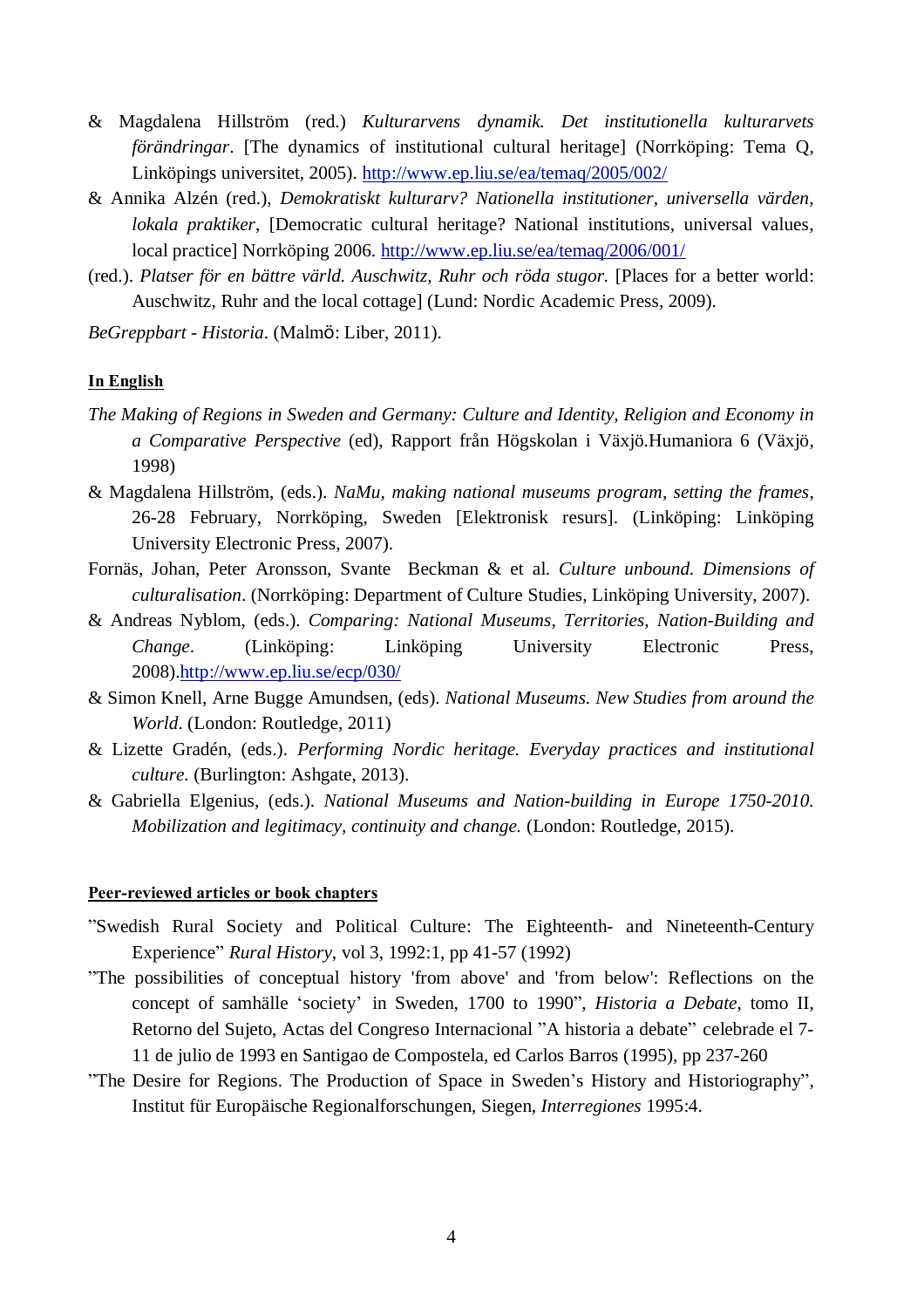& Magdalena Hillström (red.) *Kulturarvens dynamik. Det institutionella kulturarvets förändringar*. [The dynamics of institutional cultural heritage] (Norrköping: Tema Q, Linköpings universitet, 2005). http://www.ep.liu.se/ea/temaq/2005/002/

& Annika Alzén (red.), *Demokratiskt kulturarv? Nationella institutioner, universella värden, lokala praktiker*, [Democratic cultural heritage? National institutions, universal values, local practice] Norrköping 2006. http://www.ep.liu.se/ea/temaq/2006/001/

(red.). *Platser för en bättre värld. Auschwitz, Ruhr och röda stugor.* [Places for a better world: Auschwitz, Ruhr and the local cottage] (Lund: Nordic Academic Press, 2009).

*BeGreppbart - Historia*. (Malmö: Liber, 2011).

**In English**

*The Making of Regions in Sweden and Germany: Culture and Identity, Religion and Economy in a Comparative Perspective* (ed), Rapport från Högskolan i Växjö.Humaniora 6 (Växjö, 1998)

& Magdalena Hillström, (eds.). *NaMu, making national museums program, setting the frames*, 26-28 February, Norrköping, Sweden [Elektronisk resurs]. (Linköping: Linköping University Electronic Press, 2007).

Fornäs, Johan, Peter Aronsson, Svante Beckman & et al. *Culture unbound. Dimensions of culturalisation*. (Norrköping: Department of Culture Studies, Linköping University, 2007).

& Andreas Nyblom, (eds.). *Comparing: National Museums, Territories, Nation-Building and Change*. (Linköping: Linköping University Electronic Press, 2008).http://www.ep.liu.se/ecp/030/

& Simon Knell, Arne Bugge Amundsen, (eds). *National Museums. New Studies from around the World*. (London: Routledge, 2011)

& Lizette Gradén, (eds.). *Performing Nordic heritage. Everyday practices and institutional culture.* (Burlington: Ashgate, 2013).

& Gabriella Elgenius, (eds.). *National Museums and Nation-building in Europe 1750-2010. Mobilization and legitimacy, continuity and change.* (London: Routledge, 2015).

**Peer-reviewed articles or book chapters**

”Swedish Rural Society and Political Culture: The Eighteenth- and Nineteenth-Century Experience” *Rural History*, vol 3, 1992:1, pp 41-57 (1992)

”The possibilities of conceptual history 'from above' and 'from below': Reflections on the concept of samhälle ‘society’ in Sweden, 1700 to 1990”, *Historia a Debate*, tomo II, Retorno del Sujeto, Actas del Congreso Internacional ”A historia a debate” celebrade el 7-11 de julio de 1993 en Santigao de Compostela, ed Carlos Barros (1995), pp 237-260

”The Desire for Regions. The Production of Space in Sweden’s History and Historiography”, Institut für Europäische Regionalforschungen, Siegen, *Interregiones* 1995:4.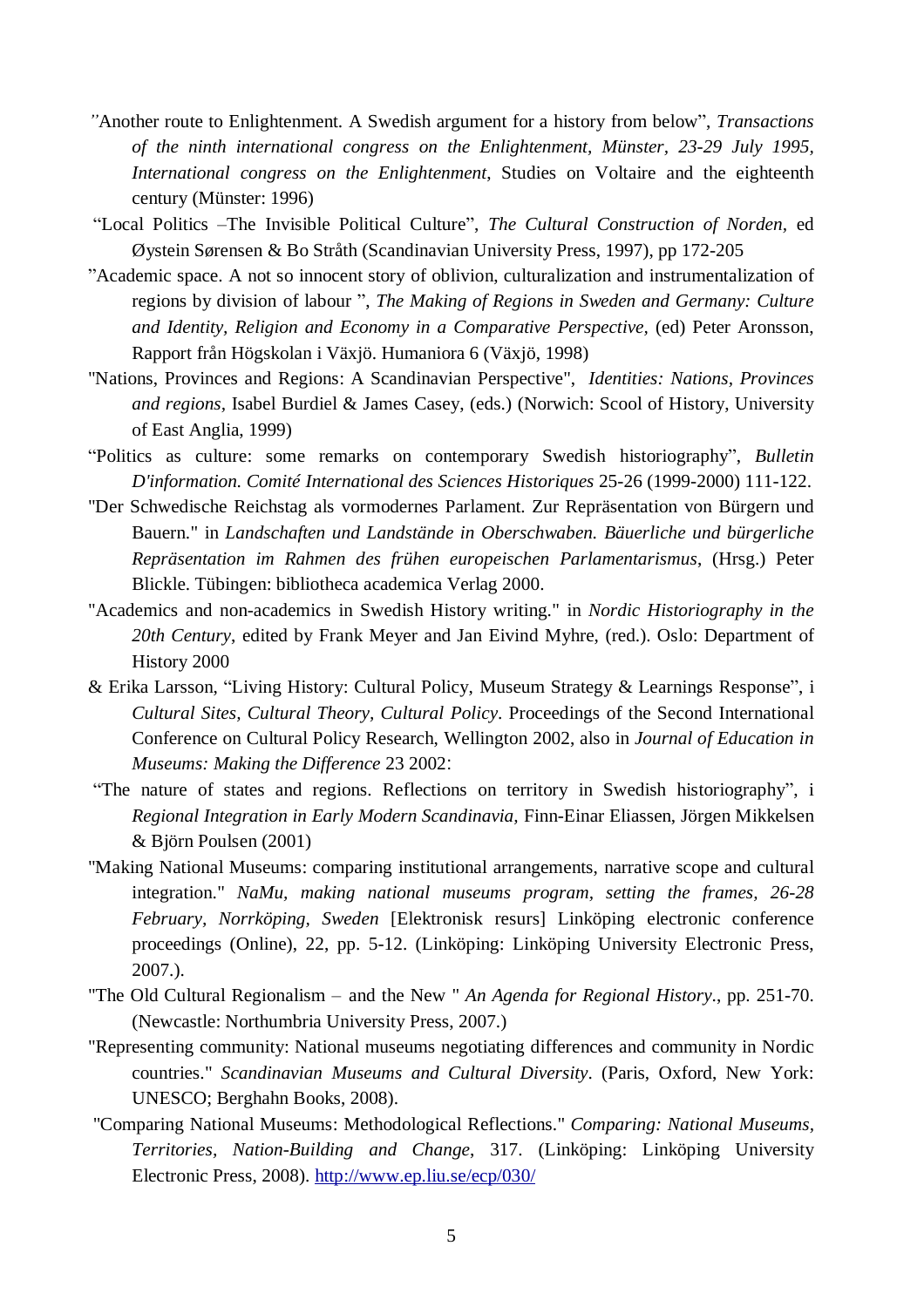”Another route to Enlightenment. A Swedish argument for a history from below”, *Transactions of the ninth international congress on the Enlightenment, Münster, 23-29 July 1995, International congress on the Enlightenment*, Studies on Voltaire and the eighteenth century (Münster: 1996)

“Local Politics –The Invisible Political Culture”, *The Cultural Construction of Norden*, ed Øystein Sørensen & Bo Stråth (Scandinavian University Press, 1997), pp 172-205

”Academic space. A not so innocent story of oblivion, culturalization and instrumentalization of regions by division of labour ”, *The Making of Regions in Sweden and Germany: Culture and Identity, Religion and Economy in a Comparative Perspective,* (ed) Peter Aronsson, Rapport från Högskolan i Växjö. Humaniora 6 (Växjö, 1998)

"Nations, Provinces and Regions: A Scandinavian Perspective", *Identities: Nations, Provinces and regions*, Isabel Burdiel & James Casey, (eds.) (Norwich: Scool of History, University of East Anglia, 1999)

“Politics as culture: some remarks on contemporary Swedish historiography”, *Bulletin D'information. Comité International des Sciences Historiques* 25-26 (1999-2000) 111-122.

"Der Schwedische Reichstag als vormodernes Parlament. Zur Repräsentation von Bürgern und Bauern." in *Landschaften und Landstände in Oberschwaben. Bäuerliche und bürgerliche Repräsentation im Rahmen des frühen europeischen Parlamentarismus*, (Hrsg.) Peter Blickle. Tübingen: bibliotheca academica Verlag 2000.

"Academics and non-academics in Swedish History writing." in *Nordic Historiography in the 20th Century*, edited by Frank Meyer and Jan Eivind Myhre, (red.). Oslo: Department of History 2000

& Erika Larsson, “Living History: Cultural Policy, Museum Strategy & Learnings Response”, i *Cultural Sites, Cultural Theory, Cultural Policy*. Proceedings of the Second International Conference on Cultural Policy Research, Wellington 2002, also in *Journal of Education in Museums: Making the Difference* 23 2002:

“The nature of states and regions. Reflections on territory in Swedish historiography”, i *Regional Integration in Early Modern Scandinavia,* Finn-Einar Eliassen, Jörgen Mikkelsen & Björn Poulsen (2001)

"Making National Museums: comparing institutional arrangements, narrative scope and cultural integration." *NaMu, making national museums program, setting the frames, 26-28 February, Norrköping, Sweden* [Elektronisk resurs] Linköping electronic conference proceedings (Online), 22, pp. 5-12. (Linköping: Linköping University Electronic Press, 2007.).

"The Old Cultural Regionalism – and the New " *An Agenda for Regional History*., pp. 251-70. (Newcastle: Northumbria University Press, 2007.)

"Representing community: National museums negotiating differences and community in Nordic countries." *Scandinavian Museums and Cultural Diversity*. (Paris, Oxford, New York: UNESCO; Berghahn Books, 2008).

"Comparing National Museums: Methodological Reflections." *Comparing: National Museums, Territories, Nation-Building and Change*, 317. (Linköping: Linköping University Electronic Press, 2008). http://www.ep.liu.se/ecp/030/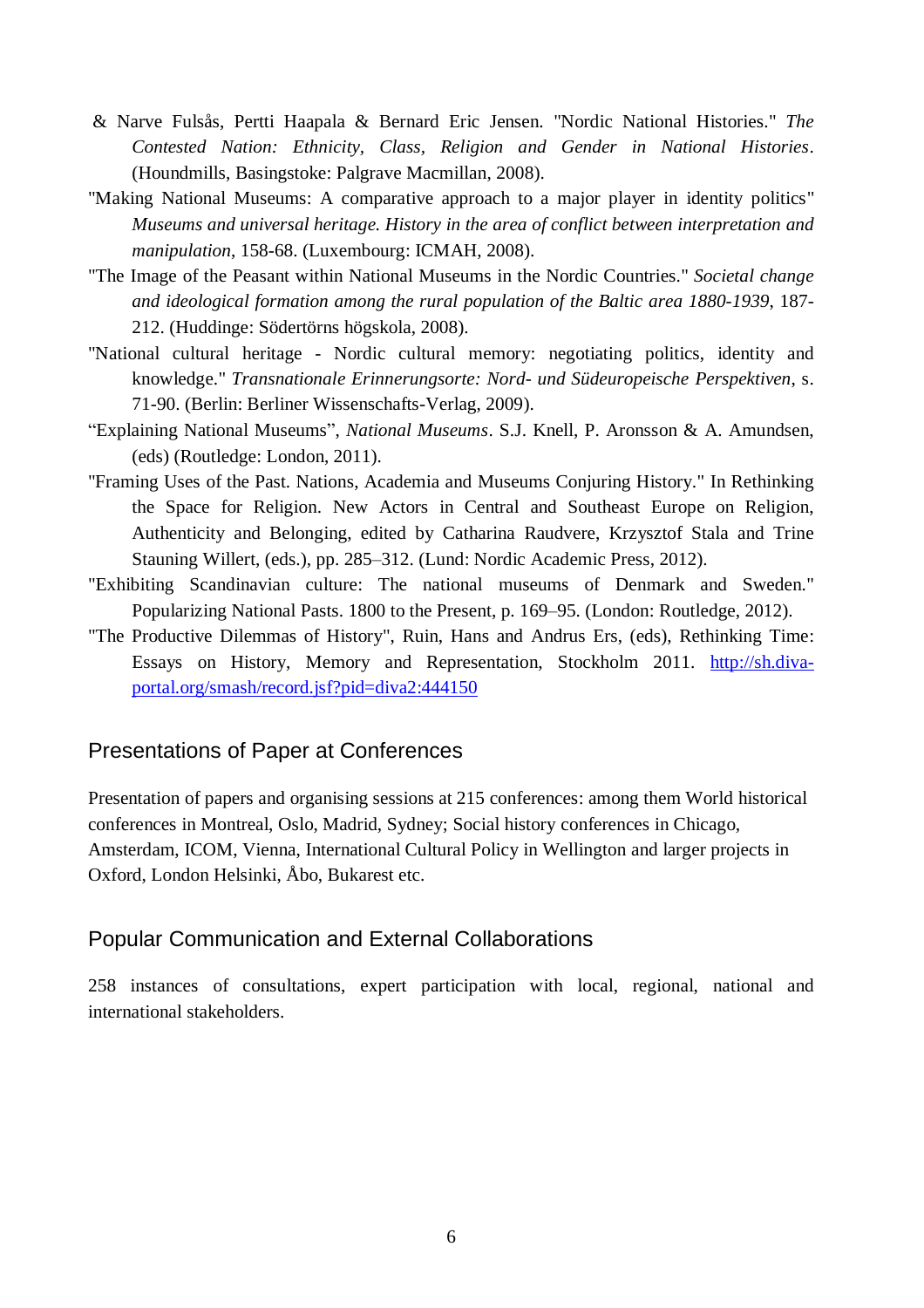& Narve Fulsås, Pertti Haapala & Bernard Eric Jensen. "Nordic National Histories." *The Contested Nation: Ethnicity, Class, Religion and Gender in National Histories*. (Houndmills, Basingstoke: Palgrave Macmillan, 2008).

"Making National Museums: A comparative approach to a major player in identity politics" *Museums and universal heritage. History in the area of conflict between interpretation and manipulation*, 158-68. (Luxembourg: ICMAH, 2008).

"The Image of the Peasant within National Museums in the Nordic Countries." *Societal change and ideological formation among the rural population of the Baltic area 1880-1939*, 187-212. (Huddinge: Södertörns högskola, 2008).

"National cultural heritage - Nordic cultural memory: negotiating politics, identity and knowledge." *Transnationale Erinnerungsorte: Nord- und Südeuropeische Perspektiven*, s. 71-90. (Berlin: Berliner Wissenschafts-Verlag, 2009).

"Explaining National Museums", *National Museums*. S.J. Knell, P. Aronsson & A. Amundsen, (eds) (Routledge: London, 2011).

"Framing Uses of the Past. Nations, Academia and Museums Conjuring History." In Rethinking the Space for Religion. New Actors in Central and Southeast Europe on Religion, Authenticity and Belonging, edited by Catharina Raudvere, Krzysztof Stala and Trine Stauning Willert, (eds.), pp. 285–312. (Lund: Nordic Academic Press, 2012).

"Exhibiting Scandinavian culture: The national museums of Denmark and Sweden." Popularizing National Pasts. 1800 to the Present, p. 169–95. (London: Routledge, 2012).

"The Productive Dilemmas of History", Ruin, Hans and Andrus Ers, (eds), Rethinking Time: Essays on History, Memory and Representation, Stockholm 2011. [http://sh.diva-portal.org/smash/record.jsf?pid=diva2:444150](http://sh.diva-portal.org/smash/record.jsf?pid=diva2:444150)

## Presentations of Paper at Conferences

Presentation of papers and organising sessions at 215 conferences: among them World historical conferences in Montreal, Oslo, Madrid, Sydney; Social history conferences in Chicago, Amsterdam, ICOM, Vienna, International Cultural Policy in Wellington and larger projects in Oxford, London Helsinki, Åbo, Bukarest etc.

## Popular Communication and External Collaborations

258 instances of consultations, expert participation with local, regional, national and international stakeholders.